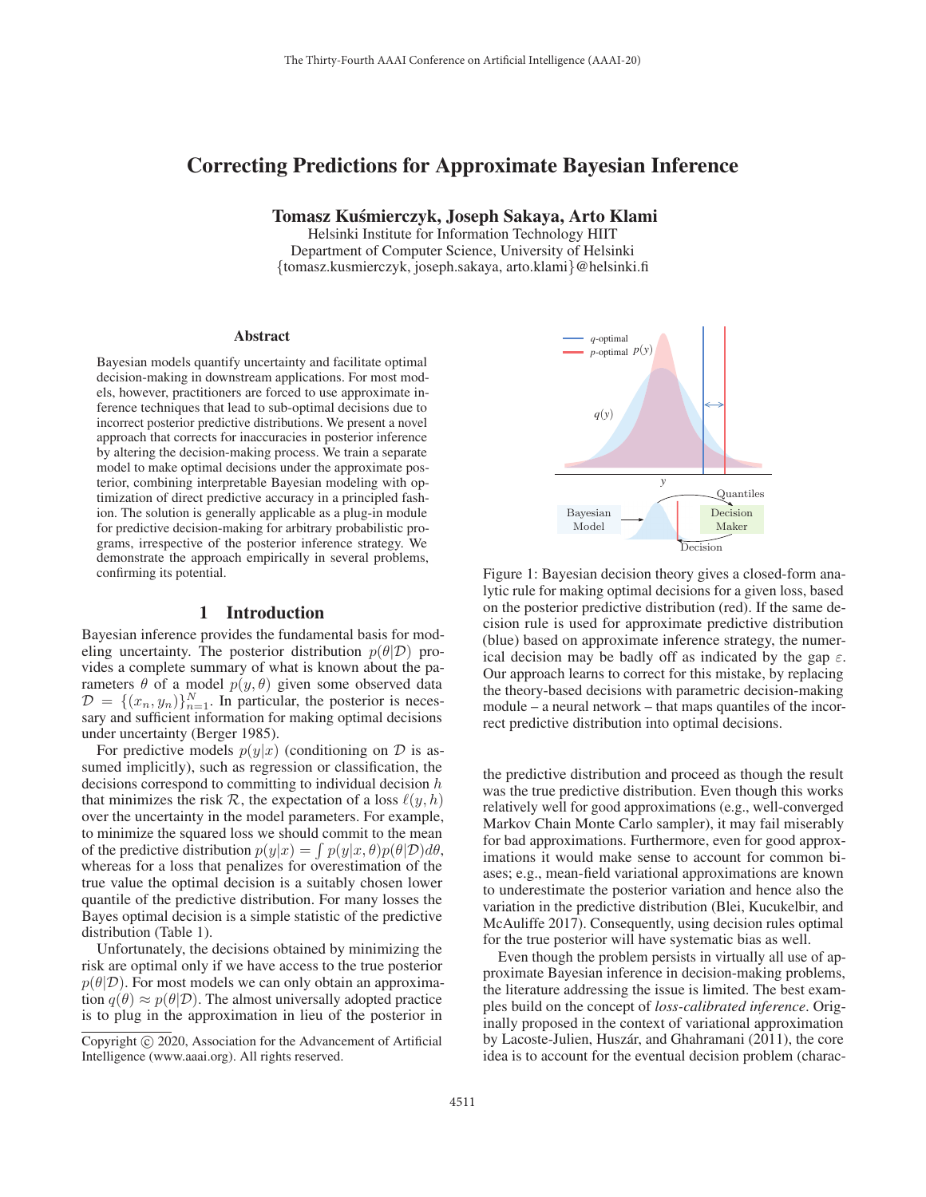# Correcting Predictions for Approximate Bayesian Inference

**Tomasz Kuśmierczyk, Joseph Sakaya, Arto Klami**

Helsinki Institute for Information Technology HIIT
Department of Computer Science, University of Helsinki
{tomasz.kusmierczyk, joseph.sakaya, arto.klami}@helsinki.fi

### Abstract

Bayesian models quantify uncertainty and facilitate optimal decision-making in downstream applications. For most models, however, practitioners are forced to use approximate inference techniques that lead to sub-optimal decisions due to incorrect posterior predictive distributions. We present a novel approach that corrects for inaccuracies in posterior inference by altering the decision-making process. We train a separate model to make optimal decisions under the approximate posterior, combining interpretable Bayesian modeling with optimization of direct predictive accuracy in a principled fashion. The solution is generally applicable as a plug-in module for predictive decision-making for arbitrary probabilistic programs, irrespective of the posterior inference strategy. We demonstrate the approach empirically in several problems, confirming its potential.

## 1 Introduction

Bayesian inference provides the fundamental basis for modeling uncertainty. The posterior distribution $p(\theta|\mathcal{D})$ provides a complete summary of what is known about the parameters $\theta$ of a model $p(y, \theta)$ given some observed data $\mathcal{D} = \{(x_n, y_n)\}_{n=1}^N$. In particular, the posterior is necessary and sufficient information for making optimal decisions under uncertainty (Berger 1985).

For predictive models $p(y|x)$ (conditioning on $\mathcal{D}$ is assumed implicitly), such as regression or classification, the decisions correspond to committing to individual decision $h$ that minimizes the risk $\mathcal{R}$, the expectation of a loss $\ell(y, h)$ over the uncertainty in the model parameters. For example, to minimize the squared loss we should commit to the mean of the predictive distribution $p(y|x) = \int p(y|x, \theta)p(\theta|\mathcal{D})d\theta$, whereas for a loss that penalizes for overestimation of the true value the optimal decision is a suitably chosen lower quantile of the predictive distribution. For many losses the Bayes optimal decision is a simple statistic of the predictive distribution (Table 1).

Unfortunately, the decisions obtained by minimizing the risk are optimal only if we have access to the true posterior $p(\theta|\mathcal{D})$. For most models we can only obtain an approximation $q(\theta) \approx p(\theta|\mathcal{D})$. The almost universally adopted practice is to plug in the approximation in lieu of the posterior in the predictive distribution and proceed as though the result was the true predictive distribution. Even though this works relatively well for good approximations (e.g., well-converged Markov Chain Monte Carlo sampler), it may fail miserably for bad approximations. Furthermore, even for good approximations it would make sense to account for common biases; e.g., mean-field variational approximations are known to underestimate the posterior variation and hence also the variation in the predictive distribution (Blei, Kucukelbir, and McAuliffe 2017). Consequently, using decision rules optimal for the true posterior will have systematic bias as well.

Even though the problem persists in virtually all use of approximate Bayesian inference in decision-making problems, the literature addressing the issue is limited. The best examples build on the concept of *loss-calibrated inference*. Originally proposed in the context of variational approximation by Lacoste-Julien, Huszár, and Ghahramani (2011), the core idea is to account for the eventual decision problem (charac-

Figure 1: Bayesian decision theory gives a closed-form analytic rule for making optimal decisions for a given loss, based on the posterior predictive distribution (red). If the same decision rule is used for approximate predictive distribution (blue) based on approximate inference strategy, the numerical decision may be badly off as indicated by the gap $\varepsilon$. Our approach learns to correct for this mistake, by replacing the theory-based decisions with parametric decision-making module – a neural network – that maps quantiles of the incorrect predictive distribution into optimal decisions.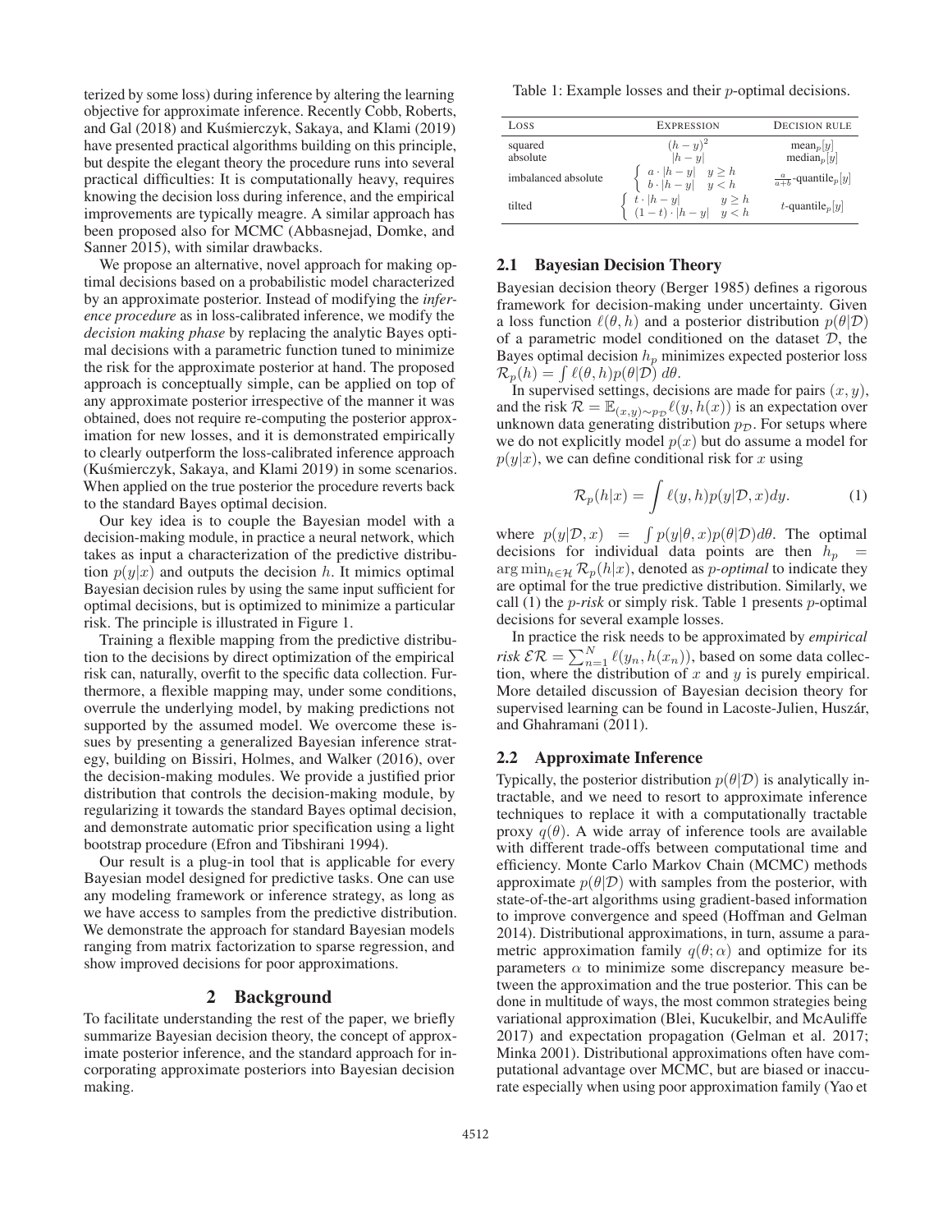terized by some loss) during inference by altering the learning objective for approximate inference. Recently Cobb, Roberts, and Gal (2018) and Kuśmierczyk, Sakaya, and Klami (2019) have presented practical algorithms building on this principle, but despite the elegant theory the procedure runs into several practical difficulties: It is computationally heavy, requires knowing the decision loss during inference, and the empirical improvements are typically meagre. A similar approach has been proposed also for MCMC (Abbasnejad, Domke, and Sanner 2015), with similar drawbacks.

We propose an alternative, novel approach for making optimal decisions based on a probabilistic model characterized by an approximate posterior. Instead of modifying the *inference procedure* as in loss-calibrated inference, we modify the *decision making phase* by replacing the analytic Bayes optimal decisions with a parametric function tuned to minimize the risk for the approximate posterior at hand. The proposed approach is conceptually simple, can be applied on top of any approximate posterior irrespective of the manner it was obtained, does not require re-computing the posterior approximation for new losses, and it is demonstrated empirically to clearly outperform the loss-calibrated inference approach (Kuśmierczyk, Sakaya, and Klami 2019) in some scenarios. When applied on the true posterior the procedure reverts back to the standard Bayes optimal decision.

Our key idea is to couple the Bayesian model with a decision-making module, in practice a neural network, which takes as input a characterization of the predictive distribution $p(y|x)$ and outputs the decision $h$. It mimics optimal Bayesian decision rules by using the same input sufficient for optimal decisions, but is optimized to minimize a particular risk. The principle is illustrated in Figure 1.

Training a flexible mapping from the predictive distribution to the decisions by direct optimization of the empirical risk can, naturally, overfit to the specific data collection. Furthermore, a flexible mapping may, under some conditions, overrule the underlying model, by making predictions not supported by the assumed model. We overcome these issues by presenting a generalized Bayesian inference strategy, building on Bissiri, Holmes, and Walker (2016), over the decision-making modules. We provide a justified prior distribution that controls the decision-making module, by regularizing it towards the standard Bayes optimal decision, and demonstrate automatic prior specification using a light bootstrap procedure (Efron and Tibshirani 1994).

Our result is a plug-in tool that is applicable for every Bayesian model designed for predictive tasks. One can use any modeling framework or inference strategy, as long as we have access to samples from the predictive distribution. We demonstrate the approach for standard Bayesian models ranging from matrix factorization to sparse regression, and show improved decisions for poor approximations.

## 2 Background

To facilitate understanding the rest of the paper, we briefly summarize Bayesian decision theory, the concept of approximate posterior inference, and the standard approach for incorporating approximate posteriors into Bayesian decision making.

Table 1: Example losses and their $p$-optimal decisions.

| LOSS | EXPRESSION | DECISION RULE |
|---|---|---|
| squared | $(h-y)^2$ | $\text{mean}_p[y]$ |
| absolute | $\lvert h-y\rvert$ | $\text{median}_p[y]$ |
| imbalanced absolute | $\begin{cases} a \cdot \lvert h-y\rvert & y \geq h \\ b \cdot \lvert h-y\rvert & y < h \end{cases}$ | $\frac{a}{a+b}$-quantile$_p[y]$ |
| tilted | $\begin{cases} t \cdot \lvert h-y\rvert & y \geq h \\ (1-t) \cdot \lvert h-y\rvert & y < h \end{cases}$ | $t$-quantile$_p[y]$ |

### 2.1 Bayesian Decision Theory

Bayesian decision theory (Berger 1985) defines a rigorous framework for decision-making under uncertainty. Given a loss function $\ell(\theta, h)$ and a posterior distribution $p(\theta|\mathcal{D})$ of a parametric model conditioned on the dataset $\mathcal{D}$, the Bayes optimal decision $h_p$ minimizes expected posterior loss $\mathcal{R}_p(h) = \int \ell(\theta, h) p(\theta|\mathcal{D})\, d\theta$.

In supervised settings, decisions are made for pairs $(x, y)$, and the risk $\mathcal{R} = \mathbb{E}_{(x,y)\sim p_{\mathcal{D}}} \ell(y, h(x))$ is an expectation over unknown data generating distribution $p_{\mathcal{D}}$. For setups where we do not explicitly model $p(x)$ but do assume a model for $p(y|x)$, we can define conditional risk for $x$ using

$$\mathcal{R}_p(h|x) = \int \ell(y, h) p(y|\mathcal{D}, x) dy. \tag{1}$$

where $p(y|\mathcal{D}, x) = \int p(y|\theta, x) p(\theta|\mathcal{D}) d\theta$. The optimal decisions for individual data points are then $h_p = \arg\min_{h\in\mathcal{H}} \mathcal{R}_p(h|x)$, denoted as *p-optimal* to indicate they are optimal for the true predictive distribution. Similarly, we call (1) the *p-risk* or simply risk. Table 1 presents $p$-optimal decisions for several example losses.

In practice the risk needs to be approximated by *empirical risk* $\mathcal{ER} = \sum_{n=1}^{N} \ell(y_n, h(x_n))$, based on some data collection, where the distribution of $x$ and $y$ is purely empirical. More detailed discussion of Bayesian decision theory for supervised learning can be found in Lacoste-Julien, Huszár, and Ghahramani (2011).

### 2.2 Approximate Inference

Typically, the posterior distribution $p(\theta|\mathcal{D})$ is analytically intractable, and we need to resort to approximate inference techniques to replace it with a computationally tractable proxy $q(\theta)$. A wide array of inference tools are available with different trade-offs between computational time and efficiency. Monte Carlo Markov Chain (MCMC) methods approximate $p(\theta|\mathcal{D})$ with samples from the posterior, with state-of-the-art algorithms using gradient-based information to improve convergence and speed (Hoffman and Gelman 2014). Distributional approximations, in turn, assume a parametric approximation family $q(\theta; \alpha)$ and optimize for its parameters $\alpha$ to minimize some discrepancy measure between the approximation and the true posterior. This can be done in multitude of ways, the most common strategies being variational approximation (Blei, Kucukelbir, and McAuliffe 2017) and expectation propagation (Gelman et al. 2017; Minka 2001). Distributional approximations often have computational advantage over MCMC, but are biased or inaccurate especially when using poor approximation family (Yao et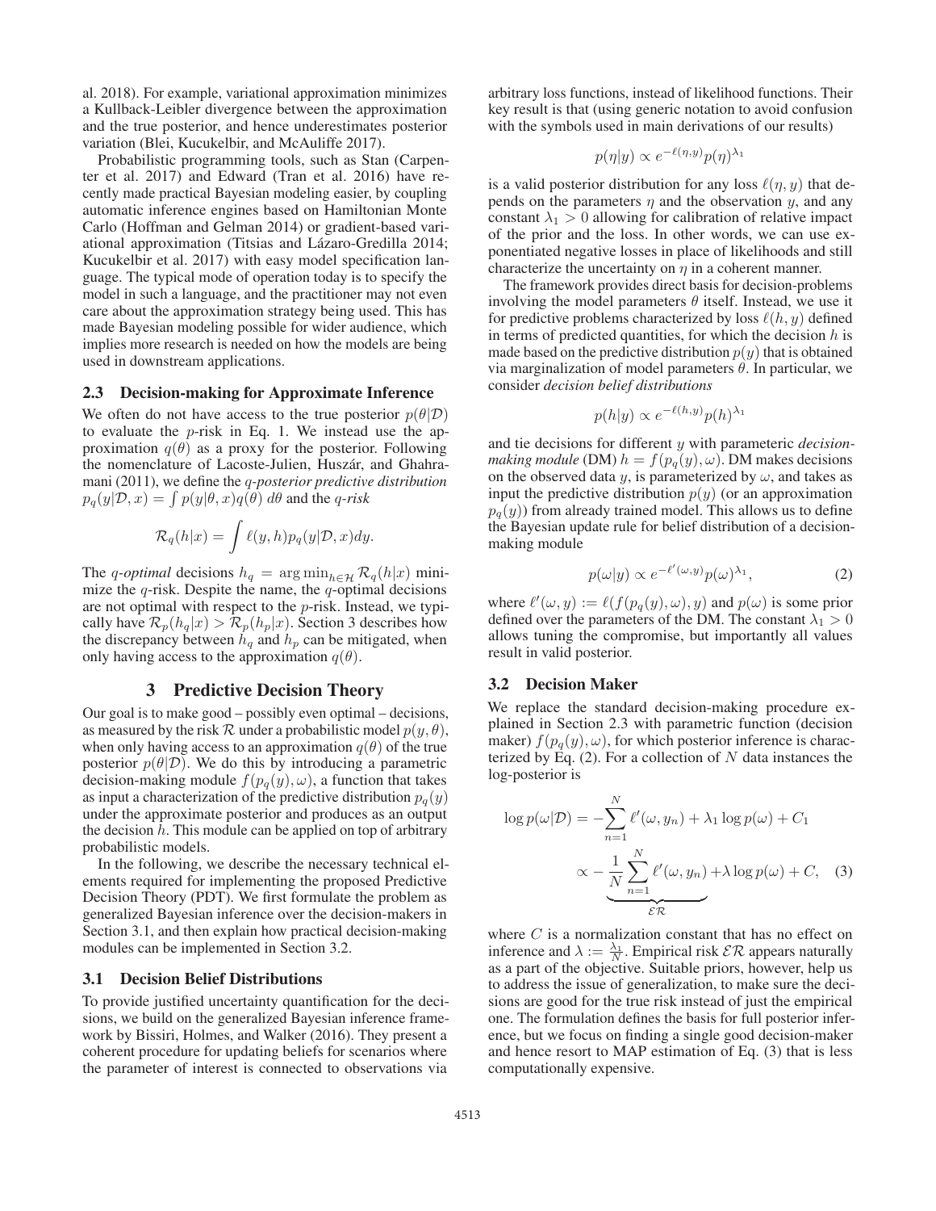al. 2018). For example, variational approximation minimizes a Kullback-Leibler divergence between the approximation and the true posterior, and hence underestimates posterior variation (Blei, Kucukelbir, and McAuliffe 2017).

Probabilistic programming tools, such as Stan (Carpenter et al. 2017) and Edward (Tran et al. 2016) have recently made practical Bayesian modeling easier, by coupling automatic inference engines based on Hamiltonian Monte Carlo (Hoffman and Gelman 2014) or gradient-based variational approximation (Titsias and Lázaro-Gredilla 2014; Kucukelbir et al. 2017) with easy model specification language. The typical mode of operation today is to specify the model in such a language, and the practitioner may not even care about the approximation strategy being used. This has made Bayesian modeling possible for wider audience, which implies more research is needed on how the models are being used in downstream applications.

### 2.3 Decision-making for Approximate Inference

We often do not have access to the true posterior $p(\theta|\mathcal{D})$ to evaluate the $p$-risk in Eq. 1. We instead use the approximation $q(\theta)$ as a proxy for the posterior. Following the nomenclature of Lacoste-Julien, Huszár, and Ghahramani (2011), we define the *q-posterior predictive distribution* $p_q(y|\mathcal{D}, x) = \int p(y|\theta, x)q(\theta)\, d\theta$ and the *q-risk*

$$\mathcal{R}_q(h|x) = \int \ell(y, h)p_q(y|\mathcal{D}, x)dy.$$

The *q-optimal* decisions $h_q = \arg\min_{h \in \mathcal{H}} \mathcal{R}_q(h|x)$ minimize the $q$-risk. Despite the name, the $q$-optimal decisions are not optimal with respect to the $p$-risk. Instead, we typically have $\mathcal{R}_p(h_q|x) > \mathcal{R}_p(h_p|x)$. Section 3 describes how the discrepancy between $h_q$ and $h_p$ can be mitigated, when only having access to the approximation $q(\theta)$.

## 3 Predictive Decision Theory

Our goal is to make good – possibly even optimal – decisions, as measured by the risk $\mathcal{R}$ under a probabilistic model $p(y, \theta)$, when only having access to an approximation $q(\theta)$ of the true posterior $p(\theta|\mathcal{D})$. We do this by introducing a parametric decision-making module $f(p_q(y), \omega)$, a function that takes as input a characterization of the predictive distribution $p_q(y)$ under the approximate posterior and produces as an output the decision $h$. This module can be applied on top of arbitrary probabilistic models.

In the following, we describe the necessary technical elements required for implementing the proposed Predictive Decision Theory (PDT). We first formulate the problem as generalized Bayesian inference over the decision-makers in Section 3.1, and then explain how practical decision-making modules can be implemented in Section 3.2.

### 3.1 Decision Belief Distributions

To provide justified uncertainty quantification for the decisions, we build on the generalized Bayesian inference framework by Bissiri, Holmes, and Walker (2016). They present a coherent procedure for updating beliefs for scenarios where the parameter of interest is connected to observations via arbitrary loss functions, instead of likelihood functions. Their key result is that (using generic notation to avoid confusion with the symbols used in main derivations of our results)

$$p(\eta|y) \propto e^{-\ell(\eta,y)}p(\eta)^{\lambda_1}$$

is a valid posterior distribution for any loss $\ell(\eta, y)$ that depends on the parameters $\eta$ and the observation $y$, and any constant $\lambda_1 > 0$ allowing for calibration of relative impact of the prior and the loss. In other words, we can use exponentiated negative losses in place of likelihoods and still characterize the uncertainty on $\eta$ in a coherent manner.

The framework provides direct basis for decision-problems involving the model parameters $\theta$ itself. Instead, we use it for predictive problems characterized by loss $\ell(h, y)$ defined in terms of predicted quantities, for which the decision $h$ is made based on the predictive distribution $p(y)$ that is obtained via marginalization of model parameters $\theta$. In particular, we consider *decision belief distributions*

$$p(h|y) \propto e^{-\ell(h,y)}p(h)^{\lambda_1}$$

and tie decisions for different $y$ with parameteric *decision-making module* (DM) $h = f(p_q(y), \omega)$. DM makes decisions on the observed data $y$, is parameterized by $\omega$, and takes as input the predictive distribution $p(y)$ (or an approximation $p_q(y)$) from already trained model. This allows us to define the Bayesian update rule for belief distribution of a decision-making module

$$p(\omega|y) \propto e^{-\ell'(\omega,y)}p(\omega)^{\lambda_1}, \tag{2}$$

where $\ell'(\omega, y) := \ell(f(p_q(y), \omega), y)$ and $p(\omega)$ is some prior defined over the parameters of the DM. The constant $\lambda_1 > 0$ allows tuning the compromise, but importantly all values result in valid posterior.

### 3.2 Decision Maker

We replace the standard decision-making procedure explained in Section 2.3 with parametric function (decision maker) $f(p_q(y), \omega)$, for which posterior inference is characterized by Eq. (2). For a collection of $N$ data instances the log-posterior is

$$\begin{aligned}
\log p(\omega|\mathcal{D}) &= -\sum_{n=1}^{N} \ell'(\omega, y_n) + \lambda_1 \log p(\omega) + C_1 \\
&\propto \underbrace{-\frac{1}{N}\sum_{n=1}^{N} \ell'(\omega, y_n)}_{\mathcal{ER}} + \lambda \log p(\omega) + C, \quad (3)
\end{aligned}$$

where $C$ is a normalization constant that has no effect on inference and $\lambda := \frac{\lambda_1}{N}$. Empirical risk $\mathcal{ER}$ appears naturally as a part of the objective. Suitable priors, however, help us to address the issue of generalization, to make sure the decisions are good for the true risk instead of just the empirical one. The formulation defines the basis for full posterior inference, but we focus on finding a single good decision-maker and hence resort to MAP estimation of Eq. (3) that is less computationally expensive.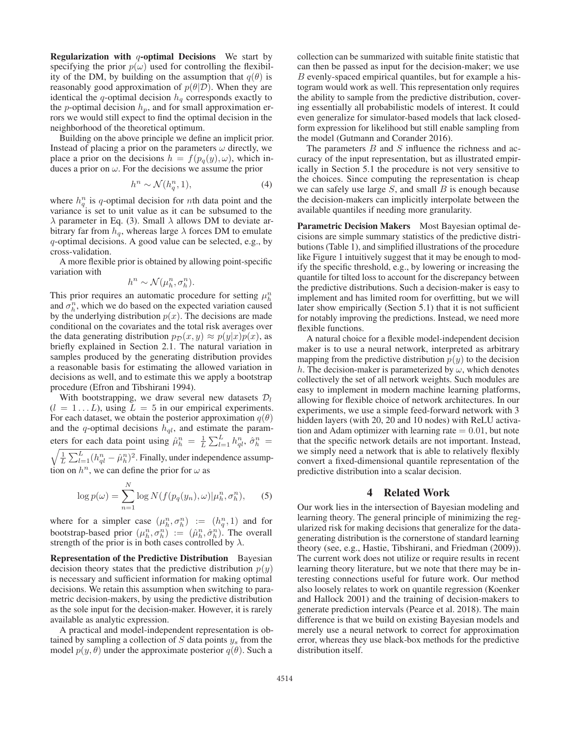**Regularization with $q$-optimal Decisions** We start by specifying the prior $p(\omega)$ used for controlling the flexibility of the DM, by building on the assumption that $q(\theta)$ is reasonably good approximation of $p(\theta|\mathcal{D})$. When they are identical the $q$-optimal decision $h_q$ corresponds exactly to the $p$-optimal decision $h_p$, and for small approximation errors we would still expect to find the optimal decision in the neighborhood of the theoretical optimum.

Building on the above principle we define an implicit prior. Instead of placing a prior on the parameters $\omega$ directly, we place a prior on the decisions $h = f(p_q(y), \omega)$, which induces a prior on $\omega$. For the decisions we assume the prior

$$h^n \sim \mathcal{N}(h_q^n, 1), \tag{4}$$

where $h_q^n$ is $q$-optimal decision for $n$th data point and the variance is set to unit value as it can be subsumed to the $\lambda$ parameter in Eq. (3). Small $\lambda$ allows DM to deviate arbitrary far from $h_q$, whereas large $\lambda$ forces DM to emulate $q$-optimal decisions. A good value can be selected, e.g., by cross-validation.

A more flexible prior is obtained by allowing point-specific variation with

$$h^n \sim \mathcal{N}(\mu_h^n, \sigma_h^n).$$

This prior requires an automatic procedure for setting $\mu_h^n$ and $\sigma_h^n$, which we do based on the expected variation caused by the underlying distribution $p(x)$. The decisions are made conditional on the covariates and the total risk averages over the data generating distribution $p_{\mathcal{D}}(x, y) \approx p(y|x)p(x)$, as briefly explained in Section 2.1. The natural variation in samples produced by the generating distribution provides a reasonable basis for estimating the allowed variation in decisions as well, and to estimate this we apply a bootstrap procedure (Efron and Tibshirani 1994).

With bootstrapping, we draw several new datasets $\mathcal{D}_l$ ($l = 1 \dots L$), using $L = 5$ in our empirical experiments. For each dataset, we obtain the posterior approximation $q(\theta)$ and the $q$-optimal decisions $h_{ql}$, and estimate the parameters for each data point using $\hat{\mu}_h^n = \frac{1}{L}\sum_{l=1}^{L} h_{ql}^n$, $\hat{\sigma}_h^n = \sqrt{\frac{1}{L}\sum_{l=1}^{L}(h_{ql}^n - \hat{\mu}_h^n)^2}$. Finally, under independence assumption on $h^n$, we can define the prior for $\omega$ as

$$\log p(\omega) = \sum_{n=1}^{N} \log N(f(p_q(y_n)), \omega)|\mu_h^n, \sigma_h^n), \tag{5}$$

where for a simpler case $(\mu_h^n, \sigma_h^n) := (h_q^n, 1)$ and for bootstrap-based prior $(\mu_h^n, \sigma_h^n) := (\hat{\mu}_h^n, \hat{\sigma}_h^n)$. The overall strength of the prior is in both cases controlled by $\lambda$.

**Representation of the Predictive Distribution** Bayesian decision theory states that the predictive distribution $p(y)$ is necessary and sufficient information for making optimal decisions. We retain this assumption when switching to parametric decision-makers, by using the predictive distribution as the sole input for the decision-maker. However, it is rarely available as analytic expression.

A practical and model-independent representation is obtained by sampling a collection of $S$ data points $y_s$ from the model $p(y, \theta)$ under the approximate posterior $q(\theta)$. Such a collection can be summarized with suitable finite statistic that can then be passed as input for the decision-maker; we use $B$ evenly-spaced empirical quantiles, but for example a histogram would work as well. This representation only requires the ability to sample from the predictive distribution, covering essentially all probabilistic models of interest. It could even generalize for simulator-based models that lack closed-form expression for likelihood but still enable sampling from the model (Gutmann and Corander 2016).

The parameters $B$ and $S$ influence the richness and accuracy of the input representation, but as illustrated empirically in Section 5.1 the procedure is not very sensitive to the choices. Since computing the representation is cheap we can safely use large $S$, and small $B$ is enough because the decision-makers can implicitly interpolate between the available quantiles if needing more granularity.

**Parametric Decision Makers** Most Bayesian optimal decisions are simple summary statistics of the predictive distributions (Table 1), and simplified illustrations of the procedure like Figure 1 intuitively suggest that it may be enough to modify the specific threshold, e.g., by lowering or increasing the quantile for tilted loss to account for the discrepancy between the predictive distributions. Such a decision-maker is easy to implement and has limited room for overfitting, but we will later show empirically (Section 5.1) that it is not sufficient for notably improving the predictions. Instead, we need more flexible functions.

A natural choice for a flexible model-independent decision maker is to use a neural network, interpreted as arbitrary mapping from the predictive distribution $p(y)$ to the decision $h$. The decision-maker is parameterized by $\omega$, which denotes collectively the set of all network weights. Such modules are easy to implement in modern machine learning platforms, allowing for flexible choice of network architectures. In our experiments, we use a simple feed-forward network with 3 hidden layers (with 20, 20 and 10 nodes) with ReLU activation and Adam optimizer with learning rate $= 0.01$, but note that the specific network details are not important. Instead, we simply need a network that is able to relatively flexibly convert a fixed-dimensional quantile representation of the predictive distribution into a scalar decision.

## 4 Related Work

Our work lies in the intersection of Bayesian modeling and learning theory. The general principle of minimizing the regularized risk for making decisions that generalize for the data-generating distribution is the cornerstone of standard learning theory (see, e.g., Hastie, Tibshirani, and Friedman (2009)). The current work does not utilize or require results in recent learning theory literature, but we note that there may be interesting connections useful for future work. Our method also loosely relates to work on quantile regression (Koenker and Hallock 2001) and the training of decision-makers to generate prediction intervals (Pearce et al. 2018). The main difference is that we build on existing Bayesian models and merely use a neural network to correct for approximation error, whereas they use black-box methods for the predictive distribution itself.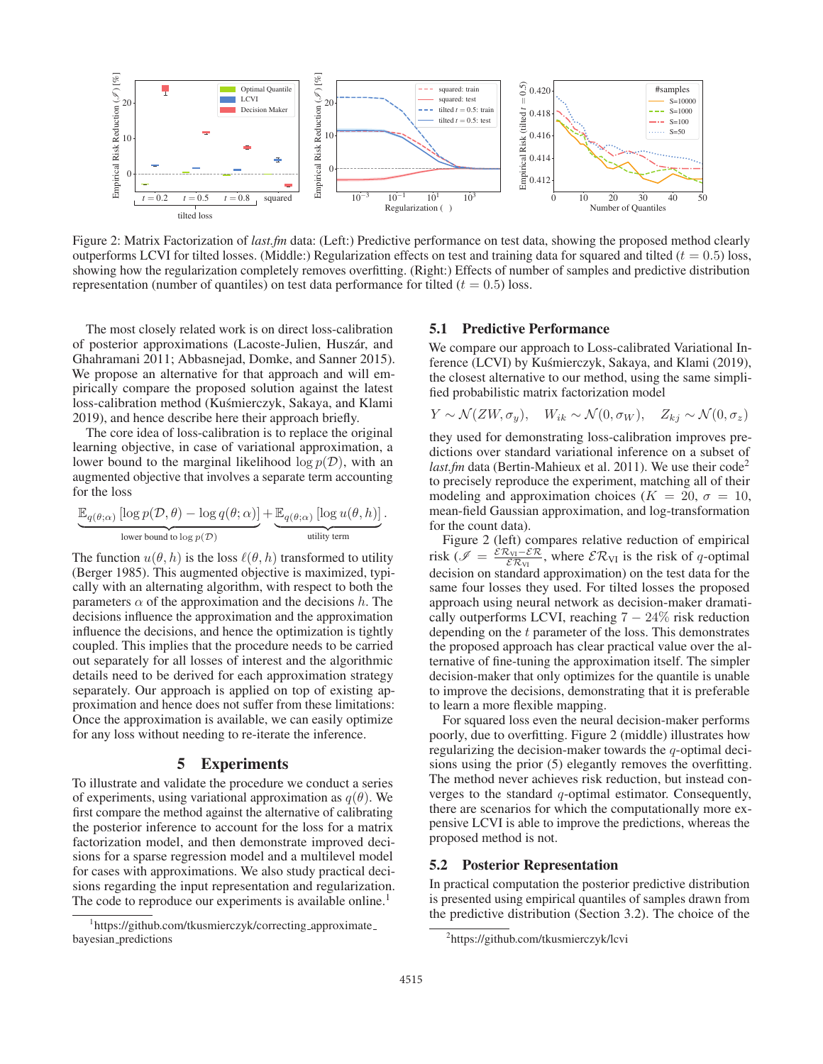Figure 2: Matrix Factorization of *last.fm* data: (Left:) Predictive performance on test data, showing the proposed method clearly outperforms LCVI for tilted losses. (Middle:) Regularization effects on test and training data for squared and tilted ($t = 0.5$) loss, showing how the regularization completely removes overfitting. (Right:) Effects of number of samples and predictive distribution representation (number of quantiles) on test data performance for tilted ($t = 0.5$) loss.

The most closely related work is on direct loss-calibration of posterior approximations (Lacoste-Julien, Huszár, and Ghahramani 2011; Abbasnejad, Domke, and Sanner 2015). We propose an alternative for that approach and will empirically compare the proposed solution against the latest loss-calibration method (Kuśmierczyk, Sakaya, and Klami 2019), and hence describe here their approach briefly.

The core idea of loss-calibration is to replace the original learning objective, in case of variational approximation, a lower bound to the marginal likelihood $\log p(\mathcal{D})$, with an augmented objective that involves a separate term accounting for the loss

$$\underbrace{\mathbb{E}_{q(\theta;\alpha)}\left[\log p(\mathcal{D},\theta) - \log q(\theta;\alpha)\right]}_{\text{lower bound to } \log p(\mathcal{D})} + \underbrace{\mathbb{E}_{q(\theta;\alpha)}\left[\log u(\theta,h)\right]}_{\text{utility term}}.$$

The function $u(\theta, h)$ is the loss $\ell(\theta, h)$ transformed to utility (Berger 1985). This augmented objective is maximized, typically with an alternating algorithm, with respect to both the parameters $\alpha$ of the approximation and the decisions $h$. The decisions influence the approximation and the approximation influence the decisions, and hence the optimization is tightly coupled. This implies that the procedure needs to be carried out separately for all losses of interest and the algorithmic details need to be derived for each approximation strategy separately. Our approach is applied on top of existing approximation and hence does not suffer from these limitations: Once the approximation is available, we can easily optimize for any loss without needing to re-iterate the inference.

# 5 Experiments

To illustrate and validate the procedure we conduct a series of experiments, using variational approximation as $q(\theta)$. We first compare the method against the alternative of calibrating the posterior inference to account for the loss for a matrix factorization model, and then demonstrate improved decisions for a sparse regression model and a multilevel model for cases with approximations. We also study practical decisions regarding the input representation and regularization. The code to reproduce our experiments is available online.[1]

[1] https://github.com/tkusmierczyk/correcting_approximate_bayesian_predictions

## 5.1 Predictive Performance

We compare our approach to Loss-calibrated Variational Inference (LCVI) by Kuśmierczyk, Sakaya, and Klami (2019), the closest alternative to our method, using the same simplified probabilistic matrix factorization model

$$Y \sim \mathcal{N}(ZW, \sigma_y), \quad W_{ik} \sim \mathcal{N}(0, \sigma_W), \quad Z_{kj} \sim \mathcal{N}(0, \sigma_z)$$

they used for demonstrating loss-calibration improves predictions over standard variational inference on a subset of *last.fm* data (Bertin-Mahieux et al. 2011). We use their code[2] to precisely reproduce the experiment, matching all of their modeling and approximation choices ($K = 20$, $\sigma = 10$, mean-field Gaussian approximation, and log-transformation for the count data).

Figure 2 (left) compares relative reduction of empirical risk ($\mathscr{I} = \frac{\mathcal{ER}_{\text{VI}} - \mathcal{ER}}{\mathcal{ER}_{\text{VI}}}$, where $\mathcal{ER}_{\text{VI}}$ is the risk of $q$-optimal decision on standard approximation) on the test data for the same four losses they used. For tilted losses the proposed approach using neural network as decision-maker dramatically outperforms LCVI, reaching $7 - 24\%$ risk reduction depending on the $t$ parameter of the loss. This demonstrates the proposed approach has clear practical value over the alternative of fine-tuning the approximation itself. The simpler decision-maker that only optimizes for the quantile is unable to improve the decisions, demonstrating that it is preferable to learn a more flexible mapping.

For squared loss even the neural decision-maker performs poorly, due to overfitting. Figure 2 (middle) illustrates how regularizing the decision-maker towards the $q$-optimal decisions using the prior (5) elegantly removes the overfitting. The method never achieves risk reduction, but instead converges to the standard $q$-optimal estimator. Consequently, there are scenarios for which the computationally more expensive LCVI is able to improve the predictions, whereas the proposed method is not.

## 5.2 Posterior Representation

In practical computation the posterior predictive distribution is presented using empirical quantiles of samples drawn from the predictive distribution (Section 3.2). The choice of the

[2] https://github.com/tkusmierczyk/lcvi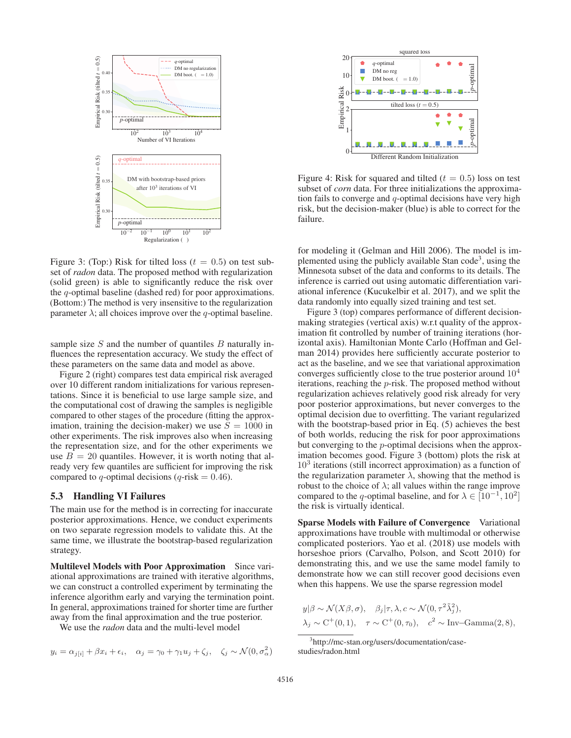Figure 3: (Top:) Risk for tilted loss ($t = 0.5$) on test subset of *radon* data. The proposed method with regularization (solid green) is able to significantly reduce the risk over the $q$-optimal baseline (dashed red) for poor approximations. (Bottom:) The method is very insensitive to the regularization parameter $\lambda$; all choices improve over the $q$-optimal baseline.

sample size $S$ and the number of quantiles $B$ naturally influences the representation accuracy. We study the effect of these parameters on the same data and model as above.

Figure 2 (right) compares test data empirical risk averaged over 10 different random initializations for various representations. Since it is beneficial to use large sample size, and the computational cost of drawing the samples is negligible compared to other stages of the procedure (fitting the approximation, training the decision-maker) we use $S = 1000$ in other experiments. The risk improves also when increasing the representation size, and for the other experiments we use $B = 20$ quantiles. However, it is worth noting that already very few quantiles are sufficient for improving the risk compared to $q$-optimal decisions ($q$-risk $= 0.46$).

### 5.3 Handling VI Failures

The main use for the method is in correcting for inaccurate posterior approximations. Hence, we conduct experiments on two separate regression models to validate this. At the same time, we illustrate the bootstrap-based regularization strategy.

**Multilevel Models with Poor Approximation** Since variational approximations are trained with iterative algorithms, we can construct a controlled experiment by terminating the inference algorithm early and varying the termination point. In general, approximations trained for shorter time are further away from the final approximation and the true posterior.

We use the *radon* data and the multi-level model

$$y_i = \alpha_{j[i]} + \beta x_i + \epsilon_i, \quad \alpha_j = \gamma_0 + \gamma_1 u_j + \zeta_j, \quad \zeta_j \sim \mathcal{N}(0, \sigma_\alpha^2)$$

Figure 4: Risk for squared and tilted ($t = 0.5$) loss on test subset of *corn* data. For three initializations the approximation fails to converge and $q$-optimal decisions have very high risk, but the decision-maker (blue) is able to correct for the failure.

for modeling it (Gelman and Hill 2006). The model is implemented using the publicly available Stan code[3], using the Minnesota subset of the data and conforms to its details. The inference is carried out using automatic differentiation variational inference (Kucukelbir et al. 2017), and we split the data randomly into equally sized training and test set.

Figure 3 (top) compares performance of different decision-making strategies (vertical axis) w.r.t quality of the approximation fit controlled by number of training iterations (horizontal axis). Hamiltonian Monte Carlo (Hoffman and Gelman 2014) provides here sufficiently accurate posterior to act as the baseline, and we see that variational approximation converges sufficiently close to the true posterior around $10^4$ iterations, reaching the $p$-risk. The proposed method without regularization achieves relatively good risk already for very poor posterior approximations, but never converges to the optimal decision due to overfitting. The variant regularized with the bootstrap-based prior in Eq. (5) achieves the best of both worlds, reducing the risk for poor approximations but converging to the $p$-optimal decisions when the approximation becomes good. Figure 3 (bottom) plots the risk at $10^3$ iterations (still incorrect approximation) as a function of the regularization parameter $\lambda$, showing that the method is robust to the choice of $\lambda$; all values within the range improve compared to the $q$-optimal baseline, and for $\lambda \in [10^{-1}, 10^2]$ the risk is virtually identical.

**Sparse Models with Failure of Convergence** Variational approximations have trouble with multimodal or otherwise complicated posteriors. Yao et al. (2018) use models with horseshoe priors (Carvalho, Polson, and Scott 2010) for demonstrating this, and we use the same model family to demonstrate how we can still recover good decisions even when this happens. We use the sparse regression model

$$y|\beta \sim \mathcal{N}(X\beta, \sigma), \quad \beta_j|\tau, \lambda, c \sim \mathcal{N}(0, \tau^2\tilde{\lambda}_j^2),$$
$$\lambda_j \sim \mathrm{C}^+(0, 1), \quad \tau \sim \mathrm{C}^+(0, \tau_0), \quad c^2 \sim \mathrm{Inv\text{--}Gamma}(2, 8),$$

[3] http://mc-stan.org/users/documentation/case-studies/radon.html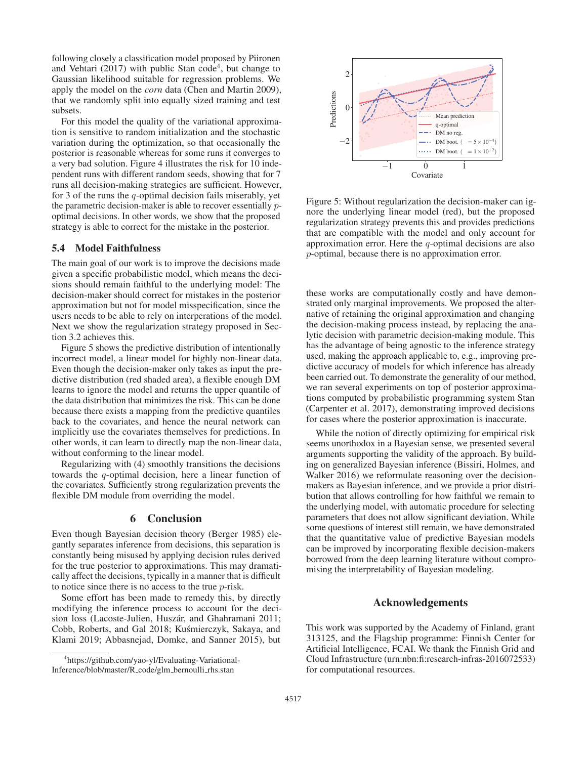following closely a classification model proposed by Piironen and Vehtari (2017) with public Stan code[4], but change to Gaussian likelihood suitable for regression problems. We apply the model on the *corn* data (Chen and Martin 2009), that we randomly split into equally sized training and test subsets.

For this model the quality of the variational approximation is sensitive to random initialization and the stochastic variation during the optimization, so that occasionally the posterior is reasonable whereas for some runs it converges to a very bad solution. Figure 4 illustrates the risk for 10 independent runs with different random seeds, showing that for 7 runs all decision-making strategies are sufficient. However, for 3 of the runs the $q$-optimal decision fails miserably, yet the parametric decision-maker is able to recover essentially $p$-optimal decisions. In other words, we show that the proposed strategy is able to correct for the mistake in the posterior.

### 5.4 Model Faithfulness

The main goal of our work is to improve the decisions made given a specific probabilistic model, which means the decisions should remain faithful to the underlying model: The decision-maker should correct for mistakes in the posterior approximation but not for model misspecification, since the users needs to be able to rely on interperations of the model. Next we show the regularization strategy proposed in Section 3.2 achieves this.

Figure 5 shows the predictive distribution of intentionally incorrect model, a linear model for highly non-linear data. Even though the decision-maker only takes as input the predictive distribution (red shaded area), a flexible enough DM learns to ignore the model and returns the upper quantile of the data distribution that minimizes the risk. This can be done because there exists a mapping from the predictive quantiles back to the covariates, and hence the neural network can implicitly use the covariates themselves for predictions. In other words, it can learn to directly map the non-linear data, without conforming to the linear model.

Regularizing with (4) smoothly transitions the decisions towards the $q$-optimal decision, here a linear function of the covariates. Sufficiently strong regularization prevents the flexible DM module from overriding the model.

Figure 5: Without regularization the decision-maker can ignore the underlying linear model (red), but the proposed regularization strategy prevents this and provides predictions that are compatible with the model and only account for approximation error. Here the $q$-optimal decisions are also $p$-optimal, because there is no approximation error.

## 6 Conclusion

Even though Bayesian decision theory (Berger 1985) elegantly separates inference from decisions, this separation is constantly being misused by applying decision rules derived for the true posterior to approximations. This may dramatically affect the decisions, typically in a manner that is difficult to notice since there is no access to the true $p$-risk.

Some effort has been made to remedy this, by directly modifying the inference process to account for the decision loss (Lacoste-Julien, Huszár, and Ghahramani 2011; Cobb, Roberts, and Gal 2018; Kuśmierczyk, Sakaya, and Klami 2019; Abbasnejad, Domke, and Sanner 2015), but these works are computationally costly and have demonstrated only marginal improvements. We proposed the alternative of retaining the original approximation and changing the decision-making process instead, by replacing the analytic decision with parametric decision-making module. This has the advantage of being agnostic to the inference strategy used, making the approach applicable to, e.g., improving predictive accuracy of models for which inference has already been carried out. To demonstrate the generality of our method, we ran several experiments on top of posterior approximations computed by probabilistic programming system Stan (Carpenter et al. 2017), demonstrating improved decisions for cases where the posterior approximation is inaccurate.

While the notion of directly optimizing for empirical risk seems unorthodox in a Bayesian sense, we presented several arguments supporting the validity of the approach. By building on generalized Bayesian inference (Bissiri, Holmes, and Walker 2016) we reformulate reasoning over the decision-makers as Bayesian inference, and we provide a prior distribution that allows controlling for how faithful we remain to the underlying model, with automatic procedure for selecting parameters that does not allow significant deviation. While some questions of interest still remain, we have demonstrated that the quantitative value of predictive Bayesian models can be improved by incorporating flexible decision-makers borrowed from the deep learning literature without compromising the interpretability of Bayesian modeling.

## Acknowledgements

This work was supported by the Academy of Finland, grant 313125, and the Flagship programme: Finnish Center for Artificial Intelligence, FCAI. We thank the Finnish Grid and Cloud Infrastructure (urn:nbn:fi:research-infras-2016072533) for computational resources.

[4] https://github.com/yao-yl/Evaluating-Variational-Inference/blob/master/R_code/glm_bernoulli_rhs.stan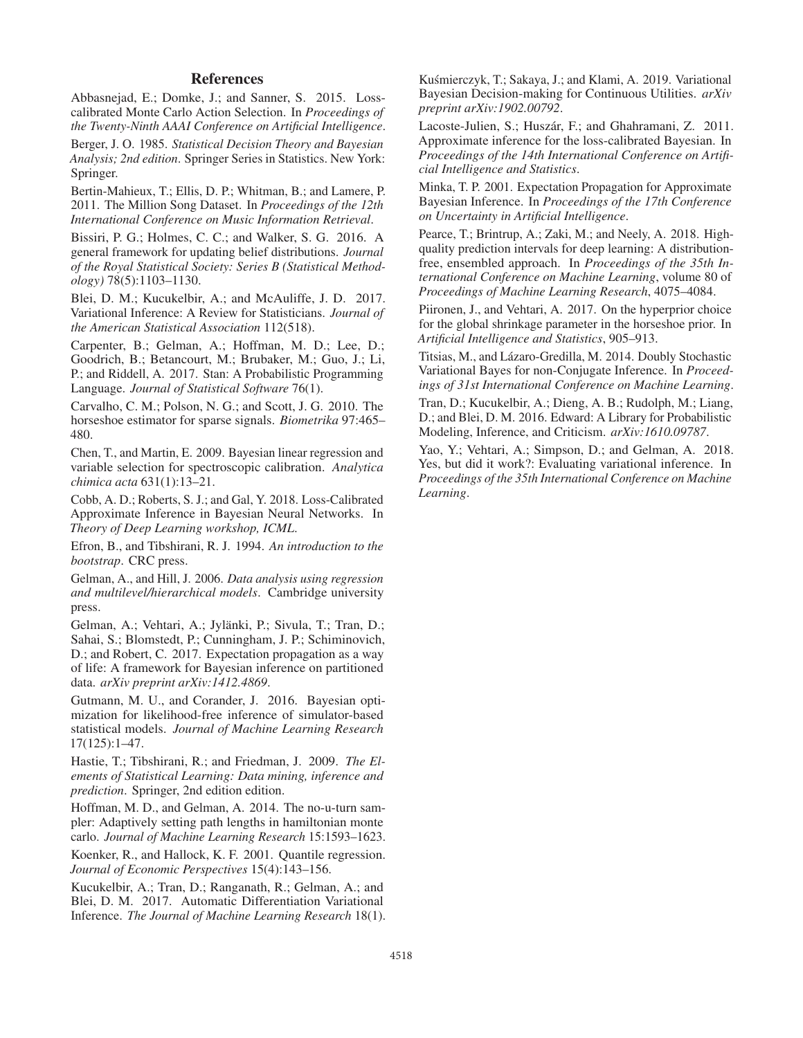## References

Abbasnejad, E.; Domke, J.; and Sanner, S. 2015. Loss-calibrated Monte Carlo Action Selection. In *Proceedings of the Twenty-Ninth AAAI Conference on Artificial Intelligence*.

Berger, J. O. 1985. *Statistical Decision Theory and Bayesian Analysis; 2nd edition*. Springer Series in Statistics. New York: Springer.

Bertin-Mahieux, T.; Ellis, D. P.; Whitman, B.; and Lamere, P. 2011. The Million Song Dataset. In *Proceedings of the 12th International Conference on Music Information Retrieval*.

Bissiri, P. G.; Holmes, C. C.; and Walker, S. G. 2016. A general framework for updating belief distributions. *Journal of the Royal Statistical Society: Series B (Statistical Methodology)* 78(5):1103–1130.

Blei, D. M.; Kucukelbir, A.; and McAuliffe, J. D. 2017. Variational Inference: A Review for Statisticians. *Journal of the American Statistical Association* 112(518).

Carpenter, B.; Gelman, A.; Hoffman, M. D.; Lee, D.; Goodrich, B.; Betancourt, M.; Brubaker, M.; Guo, J.; Li, P.; and Riddell, A. 2017. Stan: A Probabilistic Programming Language. *Journal of Statistical Software* 76(1).

Carvalho, C. M.; Polson, N. G.; and Scott, J. G. 2010. The horseshoe estimator for sparse signals. *Biometrika* 97:465–480.

Chen, T., and Martin, E. 2009. Bayesian linear regression and variable selection for spectroscopic calibration. *Analytica chimica acta* 631(1):13–21.

Cobb, A. D.; Roberts, S. J.; and Gal, Y. 2018. Loss-Calibrated Approximate Inference in Bayesian Neural Networks. In *Theory of Deep Learning workshop, ICML*.

Efron, B., and Tibshirani, R. J. 1994. *An introduction to the bootstrap*. CRC press.

Gelman, A., and Hill, J. 2006. *Data analysis using regression and multilevel/hierarchical models*. Cambridge university press.

Gelman, A.; Vehtari, A.; Jylänki, P.; Sivula, T.; Tran, D.; Sahai, S.; Blomstedt, P.; Cunningham, J. P.; Schiminovich, D.; and Robert, C. 2017. Expectation propagation as a way of life: A framework for Bayesian inference on partitioned data. *arXiv preprint arXiv:1412.4869*.

Gutmann, M. U., and Corander, J. 2016. Bayesian optimization for likelihood-free inference of simulator-based statistical models. *Journal of Machine Learning Research* 17(125):1–47.

Hastie, T.; Tibshirani, R.; and Friedman, J. 2009. *The Elements of Statistical Learning: Data mining, inference and prediction*. Springer, 2nd edition edition.

Hoffman, M. D., and Gelman, A. 2014. The no-u-turn sampler: Adaptively setting path lengths in hamiltonian monte carlo. *Journal of Machine Learning Research* 15:1593–1623.

Koenker, R., and Hallock, K. F. 2001. Quantile regression. *Journal of Economic Perspectives* 15(4):143–156.

Kucukelbir, A.; Tran, D.; Ranganath, R.; Gelman, A.; and Blei, D. M. 2017. Automatic Differentiation Variational Inference. *The Journal of Machine Learning Research* 18(1).

Kuśmierczyk, T.; Sakaya, J.; and Klami, A. 2019. Variational Bayesian Decision-making for Continuous Utilities. *arXiv preprint arXiv:1902.00792*.

Lacoste-Julien, S.; Huszár, F.; and Ghahramani, Z. 2011. Approximate inference for the loss-calibrated Bayesian. In *Proceedings of the 14th International Conference on Artificial Intelligence and Statistics*.

Minka, T. P. 2001. Expectation Propagation for Approximate Bayesian Inference. In *Proceedings of the 17th Conference on Uncertainty in Artificial Intelligence*.

Pearce, T.; Brintrup, A.; Zaki, M.; and Neely, A. 2018. High-quality prediction intervals for deep learning: A distribution-free, ensembled approach. In *Proceedings of the 35th International Conference on Machine Learning*, volume 80 of *Proceedings of Machine Learning Research*, 4075–4084.

Piironen, J., and Vehtari, A. 2017. On the hyperprior choice for the global shrinkage parameter in the horseshoe prior. In *Artificial Intelligence and Statistics*, 905–913.

Titsias, M., and Lázaro-Gredilla, M. 2014. Doubly Stochastic Variational Bayes for non-Conjugate Inference. In *Proceedings of 31st International Conference on Machine Learning*.

Tran, D.; Kucukelbir, A.; Dieng, A. B.; Rudolph, M.; Liang, D.; and Blei, D. M. 2016. Edward: A Library for Probabilistic Modeling, Inference, and Criticism. *arXiv:1610.09787*.

Yao, Y.; Vehtari, A.; Simpson, D.; and Gelman, A. 2018. Yes, but did it work?: Evaluating variational inference. In *Proceedings of the 35th International Conference on Machine Learning*.